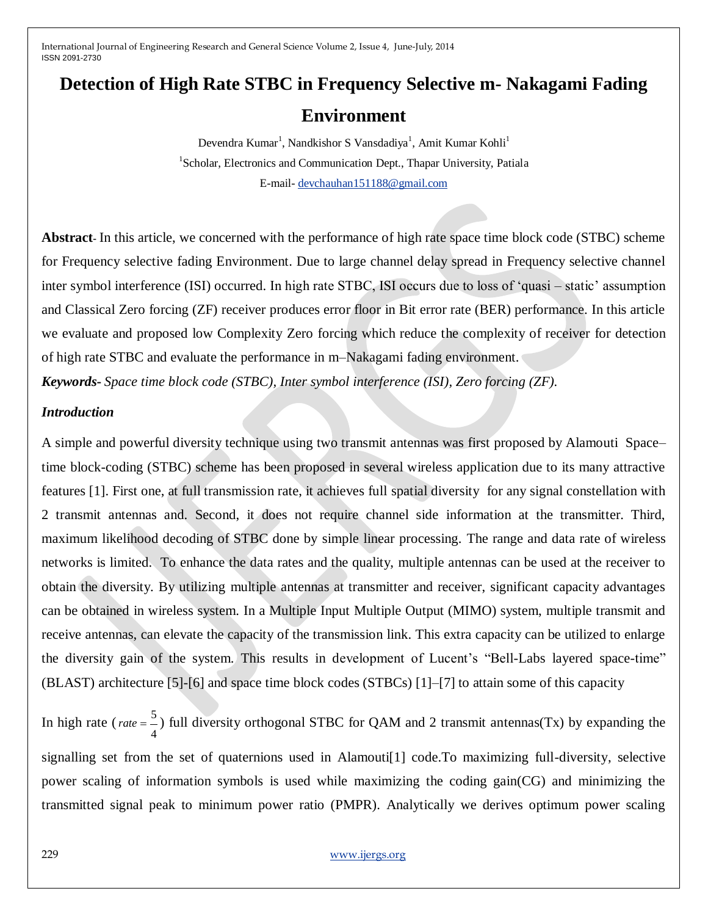# Detection of High Rate STBC in Frequency Selective m- Nakagami Fading Environment

Devendra Kumar[1], Nandkishor S Vansdadiya[1], Amit Kumar Kohli[1]

[1]Scholar, Electronics and Communication Dept., Thapar University, Patiala

E-mail- devchauhan151188@gmail.com

**Abstract**- In this article, we concerned with the performance of high rate space time block code (STBC) scheme for Frequency selective fading Environment. Due to large channel delay spread in Frequency selective channel inter symbol interference (ISI) occurred. In high rate STBC, ISI occurs due to loss of 'quasi – static' assumption and Classical Zero forcing (ZF) receiver produces error floor in Bit error rate (BER) performance. In this article we evaluate and proposed low Complexity Zero forcing which reduce the complexity of receiver for detection of high rate STBC and evaluate the performance in m–Nakagami fading environment.

***Keywords***- *Space time block code (STBC), Inter symbol interference (ISI), Zero forcing (ZF).*

### *Introduction*

A simple and powerful diversity technique using two transmit antennas was first proposed by Alamouti Space–time block-coding (STBC) scheme has been proposed in several wireless application due to its many attractive features [1]. First one, at full transmission rate, it achieves full spatial diversity for any signal constellation with 2 transmit antennas and. Second, it does not require channel side information at the transmitter. Third, maximum likelihood decoding of STBC done by simple linear processing. The range and data rate of wireless networks is limited. To enhance the data rates and the quality, multiple antennas can be used at the receiver to obtain the diversity. By utilizing multiple antennas at transmitter and receiver, significant capacity advantages can be obtained in wireless system. In a Multiple Input Multiple Output (MIMO) system, multiple transmit and receive antennas, can elevate the capacity of the transmission link. This extra capacity can be utilized to enlarge the diversity gain of the system. This results in development of Lucent's "Bell-Labs layered space-time" (BLAST) architecture [5]-[6] and space time block codes (STBCs) [1]–[7] to attain some of this capacity

In high rate ($rate = \frac{5}{4}$) full diversity orthogonal STBC for QAM and 2 transmit antennas(Tx) by expanding the signalling set from the set of quaternions used in Alamouti[1] code.To maximizing full-diversity, selective power scaling of information symbols is used while maximizing the coding gain(CG) and minimizing the transmitted signal peak to minimum power ratio (PMPR). Analytically we derives optimum power scaling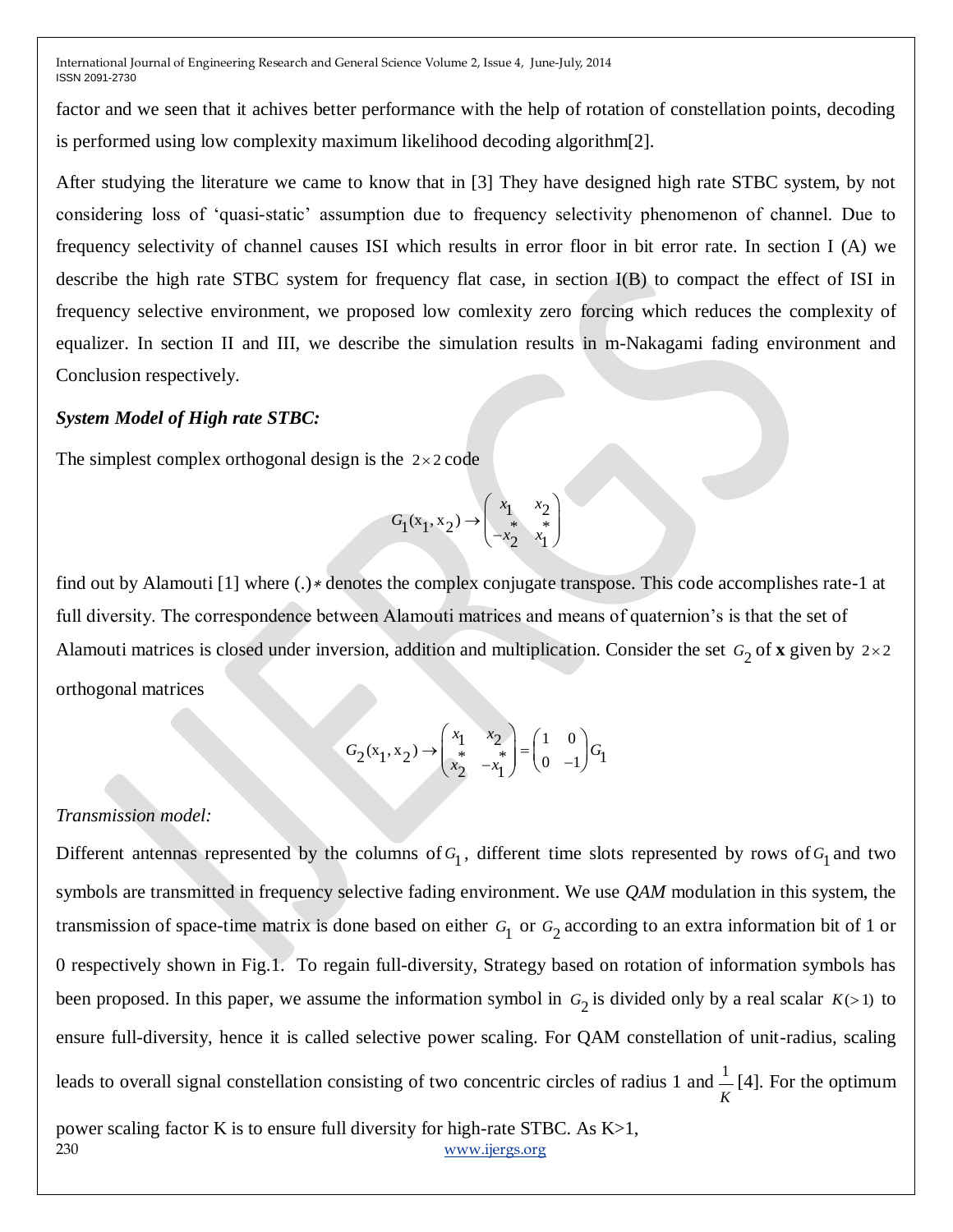factor and we seen that it achives better performance with the help of rotation of constellation points, decoding is performed using low complexity maximum likelihood decoding algorithm[2].

After studying the literature we came to know that in [3] They have designed high rate STBC system, by not considering loss of 'quasi-static' assumption due to frequency selectivity phenomenon of channel. Due to frequency selectivity of channel causes ISI which results in error floor in bit error rate. In section I (A) we describe the high rate STBC system for frequency flat case, in section I(B) to compact the effect of ISI in frequency selective environment, we proposed low comlexity zero forcing which reduces the complexity of equalizer. In section II and III, we describe the simulation results in m-Nakagami fading environment and Conclusion respectively.

***System Model of High rate STBC:***

The simplest complex orthogonal design is the $2 \times 2$ code

$$G_1(x_1, x_2) \rightarrow \begin{pmatrix} x_1 & x_2 \\ -x_2^* & x_1^* \end{pmatrix}$$

find out by Alamouti [1] where $(.)*$ denotes the complex conjugate transpose. This code accomplishes rate-1 at full diversity. The correspondence between Alamouti matrices and means of quaternion's is that the set of Alamouti matrices is closed under inversion, addition and multiplication. Consider the set $G_2$ of **x** given by $2 \times 2$ orthogonal matrices

$$G_2(x_1, x_2) \rightarrow \begin{pmatrix} x_1 & x_2 \\ x_2^* & -x_1^* \end{pmatrix} = \begin{pmatrix} 1 & 0 \\ 0 & -1 \end{pmatrix} G_1$$

*Transmission model:*

Different antennas represented by the columns of $G_1$, different time slots represented by rows of $G_1$ and two symbols are transmitted in frequency selective fading environment. We use *QAM* modulation in this system, the transmission of space-time matrix is done based on either $G_1$ or $G_2$ according to an extra information bit of 1 or 0 respectively shown in Fig.1. To regain full-diversity, Strategy based on rotation of information symbols has been proposed. In this paper, we assume the information symbol in $G_2$ is divided only by a real scalar $K(>1)$ to ensure full-diversity, hence it is called selective power scaling. For QAM constellation of unit-radius, scaling leads to overall signal constellation consisting of two concentric circles of radius 1 and $\frac{1}{K}$ [4]. For the optimum power scaling factor K is to ensure full diversity for high-rate STBC. As K>1,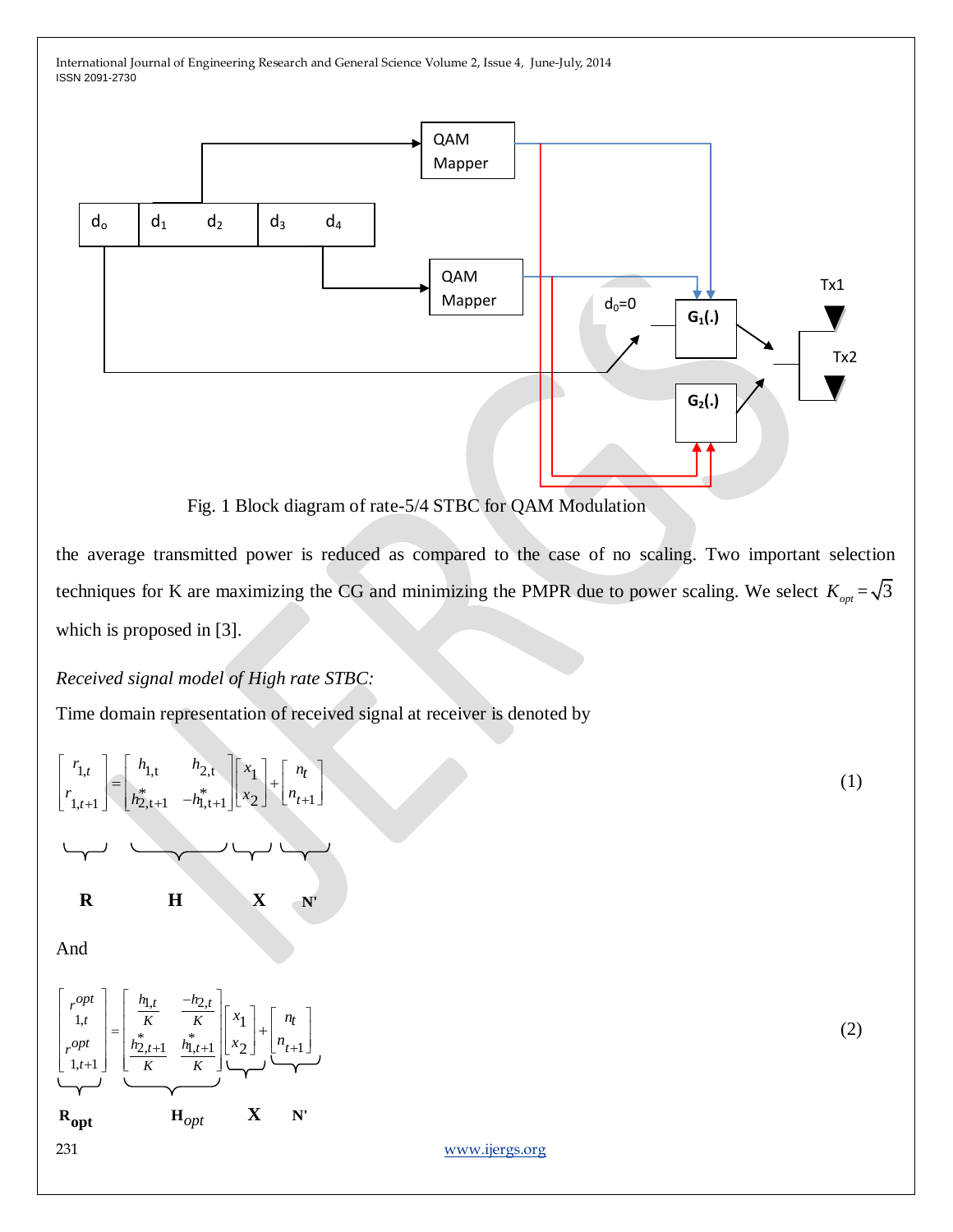Fig. 1 Block diagram of rate-5/4 STBC for QAM Modulation

the average transmitted power is reduced as compared to the case of no scaling. Two important selection techniques for K are maximizing the CG and minimizing the PMPR due to power scaling. We select $K_{opt} = \sqrt{3}$ which is proposed in [3].

*Received signal model of High rate STBC:*

Time domain representation of received signal at receiver is denoted by

$$\underbrace{\begin{bmatrix} r_{1,t} \\ r_{1,t+1} \end{bmatrix}}_{\mathbf{R}} = \underbrace{\begin{bmatrix} h_{1,t} & h_{2,t} \\ h_{2,t+1}^{*} & -h_{1,t+1}^{*} \end{bmatrix}}_{\mathbf{H}} \underbrace{\begin{bmatrix} x_1 \\ x_2 \end{bmatrix}}_{\mathbf{X}} + \underbrace{\begin{bmatrix} n_t \\ n_{t+1} \end{bmatrix}}_{\mathbf{N'}} \tag{1}$$

And

$$\underbrace{\begin{bmatrix} r_{1,t}^{opt} \\ r_{1,t+1}^{opt} \end{bmatrix}}_{\mathbf{R_{opt}}} = \underbrace{\begin{bmatrix} \frac{h_{1,t}}{K} & \frac{-h_{2,t}}{K} \\ \frac{h_{2,t+1}^{*}}{K} & \frac{h_{1,t+1}^{*}}{K} \end{bmatrix}}_{\mathbf{H}_{opt}} \underbrace{\begin{bmatrix} x_1 \\ x_2 \end{bmatrix}}_{\mathbf{X}} + \underbrace{\begin{bmatrix} n_t \\ n_{t+1} \end{bmatrix}}_{\mathbf{N'}} \tag{2}$$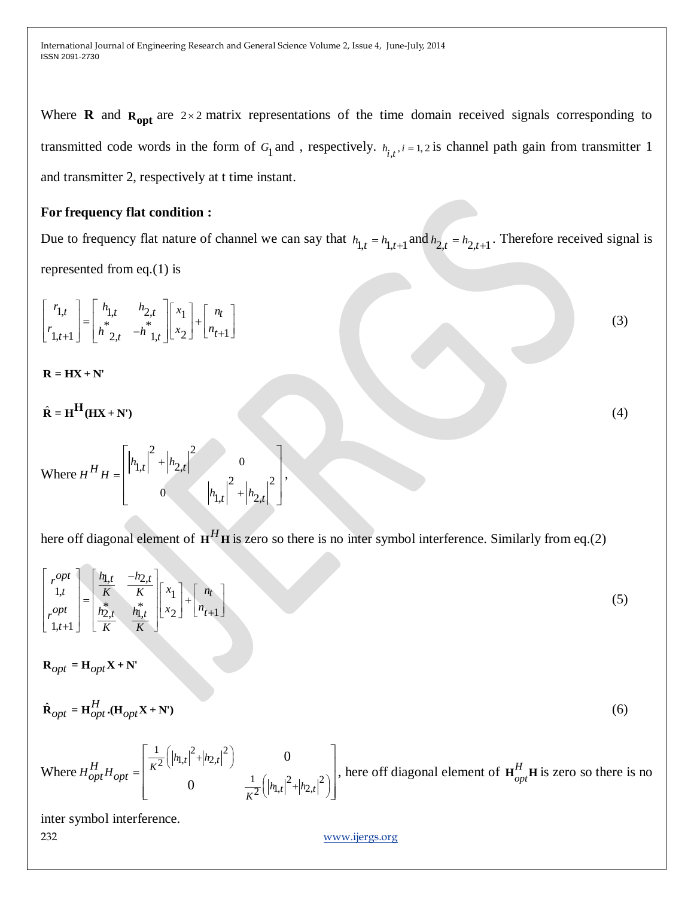Where $\mathbf{R}$ and $\mathbf{R_{opt}}$ are $2\times 2$ matrix representations of the time domain received signals corresponding to transmitted code words in the form of $G_1$ and , respectively. $h_{i,t}, i=1,2$ is channel path gain from transmitter 1 and transmitter 2, respectively at t time instant.

**For frequency flat condition :**

Due to frequency flat nature of channel we can say that $h_{1,t} = h_{1,t+1}$ and $h_{2,t} = h_{2,t+1}$. Therefore received signal is represented from eq.(1) is

$$\begin{bmatrix} r_{1,t} \\ r_{1,t+1} \end{bmatrix} = \begin{bmatrix} h_{1,t} & h_{2,t} \\ h^{*}_{2,t} & -h^{*}_{1,t} \end{bmatrix} \begin{bmatrix} x_1 \\ x_2 \end{bmatrix} + \begin{bmatrix} n_t \\ n_{t+1} \end{bmatrix} \tag{3}$$

$$\mathbf{R = HX + N'}$$

$$\mathbf{\hat{R} = H^{H}(HX + N')} \tag{4}$$

Where $H^{H}H = \begin{bmatrix} \left|h_{1,t}\right|^2 + \left|h_{2,t}\right|^2 & 0 \\ 0 & \left|h_{1,t}\right|^2 + \left|h_{2,t}\right|^2 \end{bmatrix}$,

here off diagonal element of $\mathbf{H}^{H}\mathbf{H}$ is zero so there is no inter symbol interference. Similarly from eq.(2)

$$\begin{bmatrix} r^{opt}_{1,t} \\ r^{opt}_{1,t+1} \end{bmatrix} = \begin{bmatrix} \frac{h_{1,t}}{K} & \frac{-h_{2,t}}{K} \\ \frac{h^{*}_{2,t}}{K} & \frac{h^{*}_{1,t}}{K} \end{bmatrix} \begin{bmatrix} x_1 \\ x_2 \end{bmatrix} + \begin{bmatrix} n_t \\ n_{t+1} \end{bmatrix} \tag{5}$$

$$\mathbf{R}_{opt} = \mathbf{H}_{opt}\mathbf{X} + \mathbf{N'}$$

$$\mathbf{\hat{R}}_{opt} = \mathbf{H}^{H}_{opt}.(\mathbf{H}_{opt}\mathbf{X} + \mathbf{N'}) \tag{6}$$

Where $H^{H}_{opt}H_{opt} = \begin{bmatrix} \frac{1}{K^2}\left(\left|h_{1,t}\right|^2 + \left|h_{2,t}\right|^2\right) & 0 \\ 0 & \frac{1}{K^2}\left(\left|h_{1,t}\right|^2 + \left|h_{2,t}\right|^2\right) \end{bmatrix}$, here off diagonal element of $\mathbf{H}^{H}_{opt}\mathbf{H}$ is zero so there is no inter symbol interference.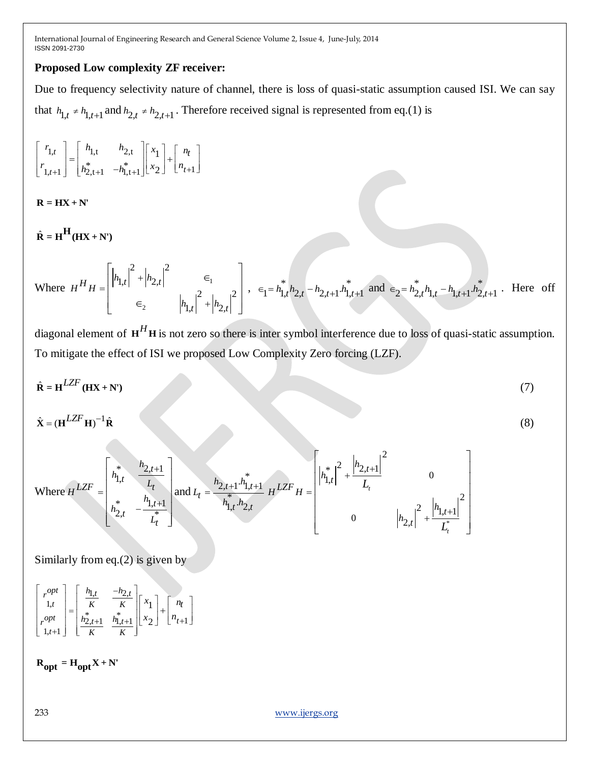**Proposed Low complexity ZF receiver:**

Due to frequency selectivity nature of channel, there is loss of quasi-static assumption caused ISI. We can say that $h_{1,t} \neq h_{1,t+1}$ and $h_{2,t} \neq h_{2,t+1}$. Therefore received signal is represented from eq.(1) is

$$\begin{bmatrix} r_{1,t} \\ r_{1,t+1} \end{bmatrix} = \begin{bmatrix} h_{1,t} & h_{2,t} \\ h_{2,t+1}^{*} & -h_{1,t+1}^{*} \end{bmatrix} \begin{bmatrix} x_1 \\ x_2 \end{bmatrix} + \begin{bmatrix} n_t \\ n_{t+1} \end{bmatrix}$$

$$\mathbf{R} = \mathbf{HX} + \mathbf{N'}$$

$$\hat{\mathbf{R}} = \mathbf{H}^{\mathbf{H}}(\mathbf{HX} + \mathbf{N'})$$

Where $H^{H}H = \begin{bmatrix} |h_{1,t}|^2 + |h_{2,t}|^2 & \in_1 \\ \in_2 & |h_{1,t}|^2 + |h_{2,t}|^2 \end{bmatrix}$, $\in_1 = h_{1,t}^{*}h_{2,t} - h_{2,t+1}.h_{1,t+1}^{*}$ and $\in_2 = h_{2,t}^{*}h_{1,t} - h_{1,t+1}.h_{2,t+1}^{*}$. Here off diagonal element of $\mathbf{H}^{H}\mathbf{H}$ is not zero so there is inter symbol interference due to loss of quasi-static assumption. To mitigate the effect of ISI we proposed Low Complexity Zero forcing (LZF).

$$\hat{\mathbf{R}} = \mathbf{H}^{LZF}(\mathbf{HX} + \mathbf{N'}) \tag{7}$$

$$\hat{\mathbf{X}} = (\mathbf{H}^{LZF}\mathbf{H})^{-1}\hat{\mathbf{R}} \tag{8}$$

Where $H^{LZF} = \begin{bmatrix} h_{1,t}^{*} & \dfrac{h_{2,t+1}}{L_t} \\ h_{2,t}^{*} & -\dfrac{h_{1,t+1}}{L_t^{*}} \end{bmatrix}$ and $L_t = \dfrac{h_{2,t+1}.h_{1,t+1}^{*}}{h_{1,t}^{*}.h_{2,t}}$ $H^{LZF}H = \begin{bmatrix} |h_{1,t}^{*}|^2 + \dfrac{|h_{2,t+1}|^2}{L_t} & 0 \\ 0 & |h_{2,t}|^2 + \dfrac{|h_{1,t+1}|^2}{L_t^{*}} \end{bmatrix}$

Similarly from eq.(2) is given by

$$\begin{bmatrix} r_{1,t}^{opt} \\ r_{1,t+1}^{opt} \end{bmatrix} = \begin{bmatrix} \dfrac{h_{1,t}}{K} & \dfrac{-h_{2,t}}{K} \\ \dfrac{h_{2,t+1}^{*}}{K} & \dfrac{h_{1,t+1}^{*}}{K} \end{bmatrix} \begin{bmatrix} x_1 \\ x_2 \end{bmatrix} + \begin{bmatrix} n_t \\ n_{t+1} \end{bmatrix}$$

$$\mathbf{R_{opt}} = \mathbf{H_{opt}X} + \mathbf{N'}$$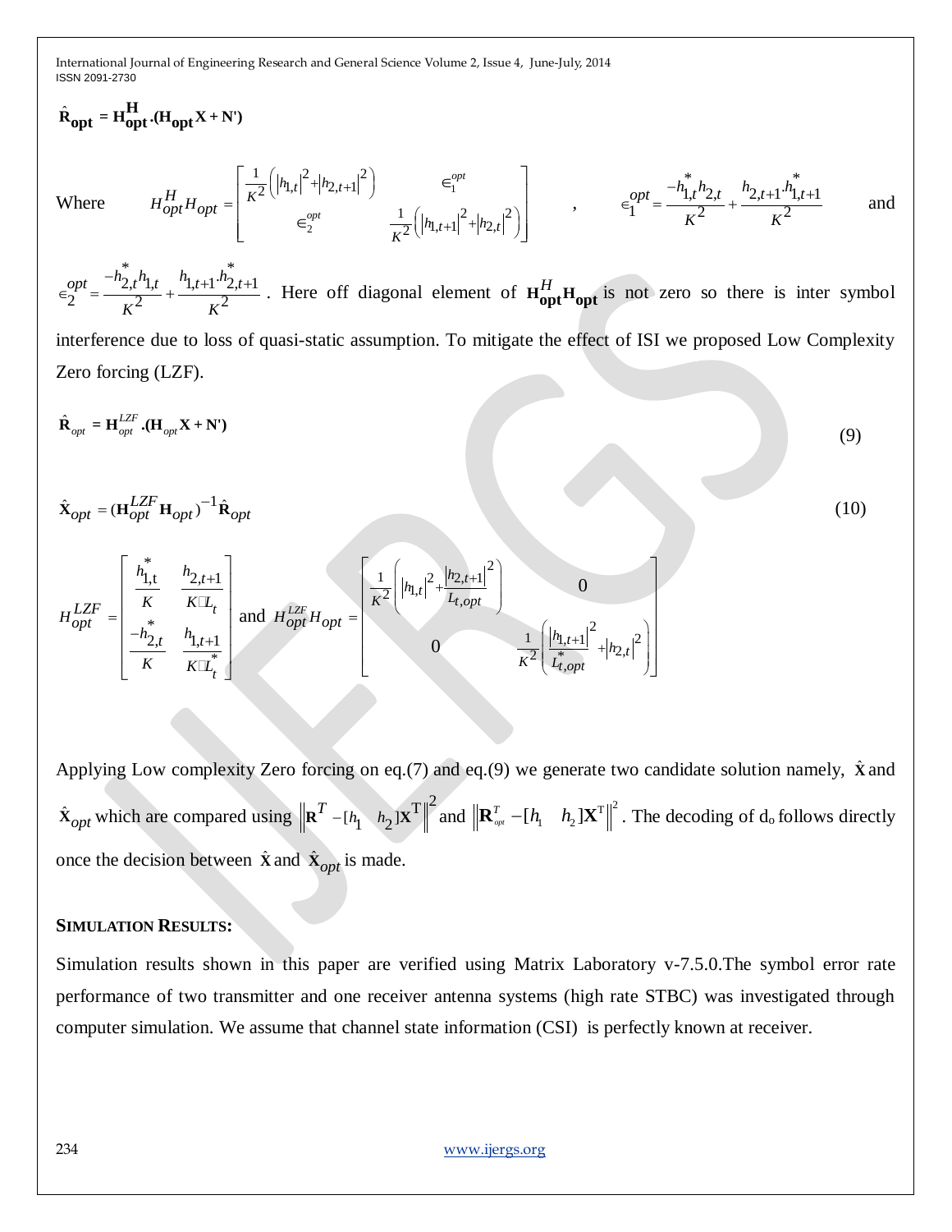$$\hat{\mathbf{R}}_{\mathbf{opt}} = \mathbf{H}_{\mathbf{opt}}^{\mathbf{H}}.(\mathbf{H}_{\mathbf{opt}}\mathbf{X} + \mathbf{N'})$$

Where $H_{opt}^{H}H_{opt} = \begin{bmatrix} \frac{1}{K^2}\left(|h_{1,t}|^2 + |h_{2,t+1}|^2\right) & \in_1^{opt} \\ \in_2^{opt} & \frac{1}{K^2}\left(|h_{1,t+1}|^2 + |h_{2,t}|^2\right) \end{bmatrix}$ , $\in_1^{opt} = \frac{-h_{1,t}^{*}h_{2,t}}{K^2} + \frac{h_{2,t+1}.h_{1,t+1}^{*}}{K^2}$ and

$\in_2^{opt} = \frac{-h_{2,t}^{*}h_{1,t}}{K^2} + \frac{h_{1,t+1}.h_{2,t+1}^{*}}{K^2}$ . Here off diagonal element of $\mathbf{H}_{\mathbf{opt}}^{H}\mathbf{H}_{\mathbf{opt}}$ is not zero so there is inter symbol interference due to loss of quasi-static assumption. To mitigate the effect of ISI we proposed Low Complexity Zero forcing (LZF).

$$\hat{\mathbf{R}}_{opt} = \mathbf{H}_{opt}^{LZF}.(\mathbf{H}_{opt}\mathbf{X} + \mathbf{N'}) \tag{9}$$

$$\hat{\mathbf{X}}_{opt} = (\mathbf{H}_{opt}^{LZF}\mathbf{H}_{opt})^{-1}\hat{\mathbf{R}}_{opt} \tag{10}$$

$$H_{opt}^{LZF} = \begin{bmatrix} \frac{h_{1,t}^{*}}{K} & \frac{h_{2,t+1}}{K \cdot L_t} \\ \frac{-h_{2,t}^{*}}{K} & \frac{h_{1,t+1}}{K \cdot L_t^{*}} \end{bmatrix} \text{ and } H_{opt}^{LZF}H_{opt} = \begin{bmatrix} \frac{1}{K^2}\left(|h_{1,t}|^2 + \frac{|h_{2,t+1}|^2}{L_{t,opt}}\right) & 0 \\ 0 & \frac{1}{K^2}\left(\frac{|h_{1,t+1}|^2}{L_{t,opt}^{*}} + |h_{2,t}|^2\right) \end{bmatrix}$$

Applying Low complexity Zero forcing on eq.(7) and eq.(9) we generate two candidate solution namely, $\hat{\mathbf{X}}$ and $\hat{\mathbf{X}}_{opt}$ which are compared using $\left\|\mathbf{R}^{T} - [h_1 \quad h_2]\mathbf{X}^{\mathrm{T}}\right\|^2$ and $\left\|\mathbf{R}_{opt}^{T} - [h_1 \quad h_2]\mathbf{X}^{\mathrm{T}}\right\|^2$. The decoding of $d_o$ follows directly once the decision between $\hat{\mathbf{X}}$ and $\hat{\mathbf{X}}_{opt}$ is made.

## SIMULATION RESULTS:

Simulation results shown in this paper are verified using Matrix Laboratory v-7.5.0.The symbol error rate performance of two transmitter and one receiver antenna systems (high rate STBC) was investigated through computer simulation. We assume that channel state information (CSI) is perfectly known at receiver.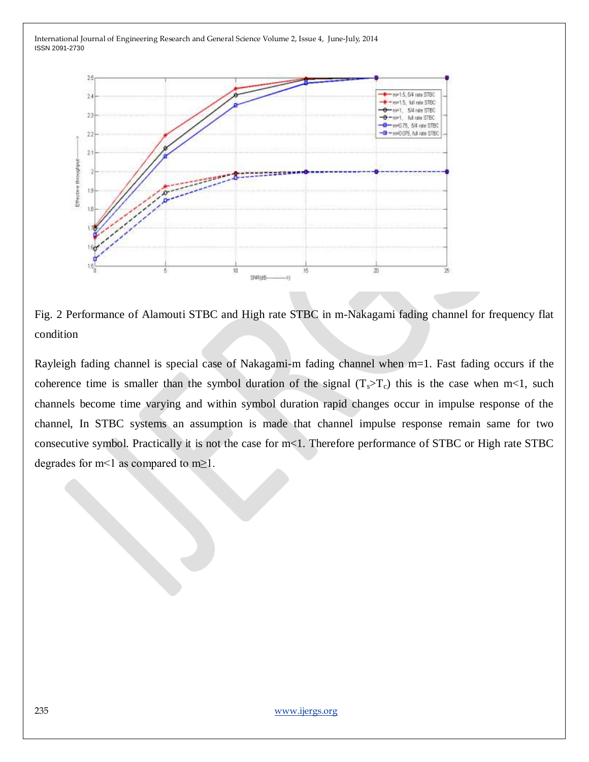Fig. 2 Performance of Alamouti STBC and High rate STBC in m-Nakagami fading channel for frequency flat condition

Rayleigh fading channel is special case of Nakagami-m fading channel when m=1. Fast fading occurs if the coherence time is smaller than the symbol duration of the signal ($T_s$>$T_c$) this is the case when m<1, such channels become time varying and within symbol duration rapid changes occur in impulse response of the channel, In STBC systems an assumption is made that channel impulse response remain same for two consecutive symbol. Practically it is not the case for m<1. Therefore performance of STBC or High rate STBC degrades for m<1 as compared to m≥1.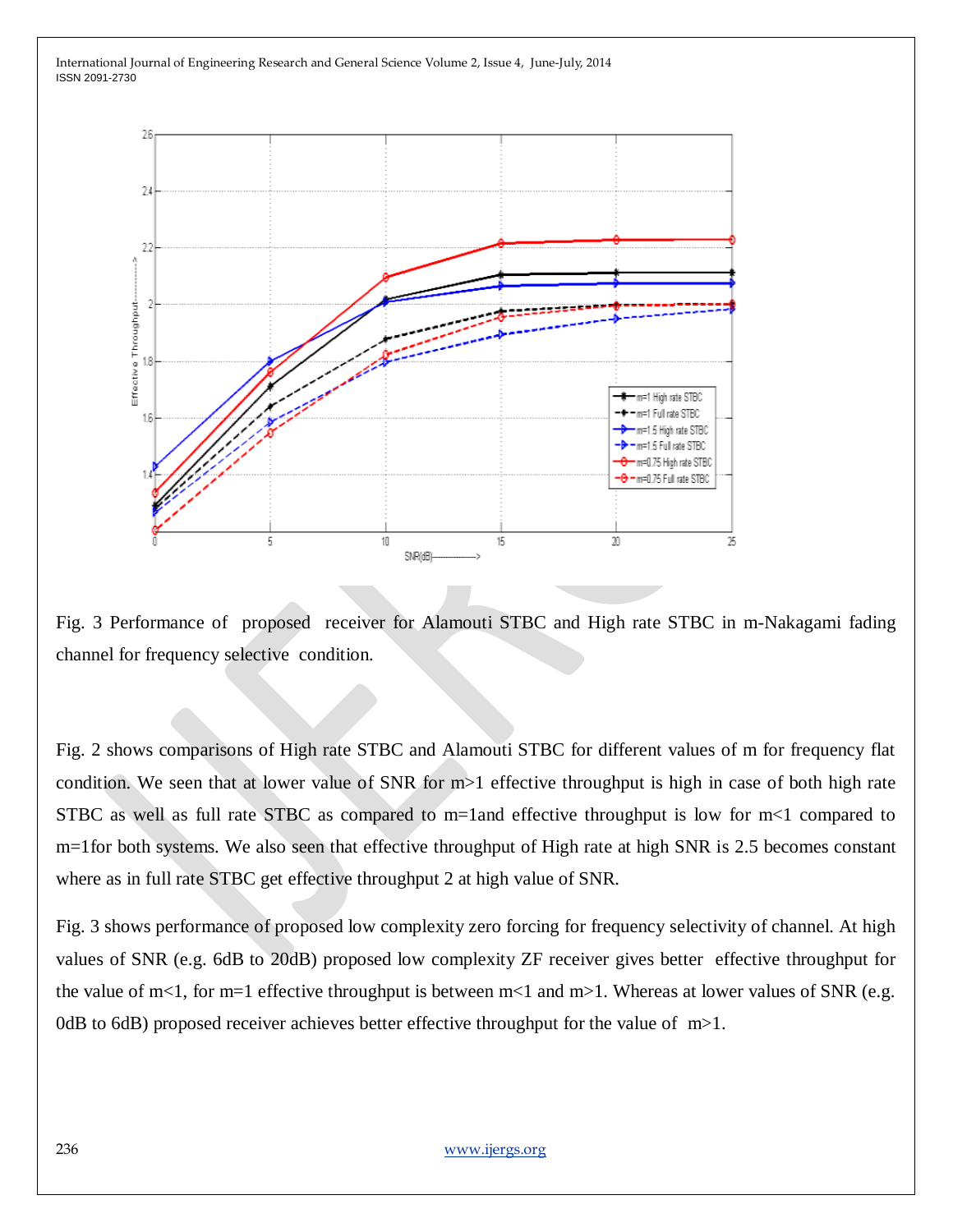Fig. 3 Performance of proposed receiver for Alamouti STBC and High rate STBC in m-Nakagami fading channel for frequency selective condition.

Fig. 2 shows comparisons of High rate STBC and Alamouti STBC for different values of m for frequency flat condition. We seen that at lower value of SNR for m>1 effective throughput is high in case of both high rate STBC as well as full rate STBC as compared to m=1and effective throughput is low for m<1 compared to m=1for both systems. We also seen that effective throughput of High rate at high SNR is 2.5 becomes constant where as in full rate STBC get effective throughput 2 at high value of SNR.

Fig. 3 shows performance of proposed low complexity zero forcing for frequency selectivity of channel. At high values of SNR (e.g. 6dB to 20dB) proposed low complexity ZF receiver gives better effective throughput for the value of m<1, for m=1 effective throughput is between m<1 and m>1. Whereas at lower values of SNR (e.g. 0dB to 6dB) proposed receiver achieves better effective throughput for the value of m>1.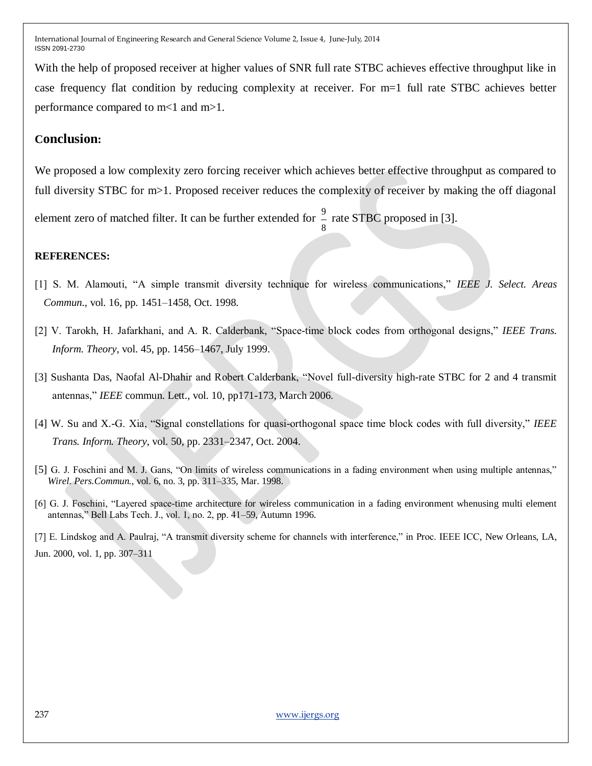With the help of proposed receiver at higher values of SNR full rate STBC achieves effective throughput like in case frequency flat condition by reducing complexity at receiver. For m=1 full rate STBC achieves better performance compared to m<1 and m>1.

## Conclusion:

We proposed a low complexity zero forcing receiver which achieves better effective throughput as compared to full diversity STBC for m>1. Proposed receiver reduces the complexity of receiver by making the off diagonal element zero of matched filter. It can be further extended for $\frac{9}{8}$ rate STBC proposed in [3].

**REFERENCES:**

[1] S. M. Alamouti, "A simple transmit diversity technique for wireless communications," *IEEE J. Select. Areas Commun.*, vol. 16, pp. 1451–1458, Oct. 1998.

[2] V. Tarokh, H. Jafarkhani, and A. R. Calderbank, "Space-time block codes from orthogonal designs," *IEEE Trans. Inform. Theory*, vol. 45, pp. 1456–1467, July 1999.

[3] Sushanta Das, Naofal Al-Dhahir and Robert Calderbank, "Novel full-diversity high-rate STBC for 2 and 4 transmit antennas," *IEEE* commun. Lett., vol. 10, pp171-173, March 2006.

[4] W. Su and X.-G. Xia, "Signal constellations for quasi-orthogonal space time block codes with full diversity," *IEEE Trans. Inform. Theory*, vol. 50, pp. 2331–2347, Oct. 2004.

[5] G. J. Foschini and M. J. Gans, "On limits of wireless communications in a fading environment when using multiple antennas," *Wirel. Pers.Commun.*, vol. 6, no. 3, pp. 311–335, Mar. 1998.

[6] G. J. Foschini, "Layered space-time architecture for wireless communication in a fading environment whenusing multi element antennas," Bell Labs Tech. J., vol. 1, no. 2, pp. 41–59, Autumn 1996.

[7] E. Lindskog and A. Paulraj, "A transmit diversity scheme for channels with interference," in Proc. IEEE ICC, New Orleans, LA, Jun. 2000, vol. 1, pp. 307–311